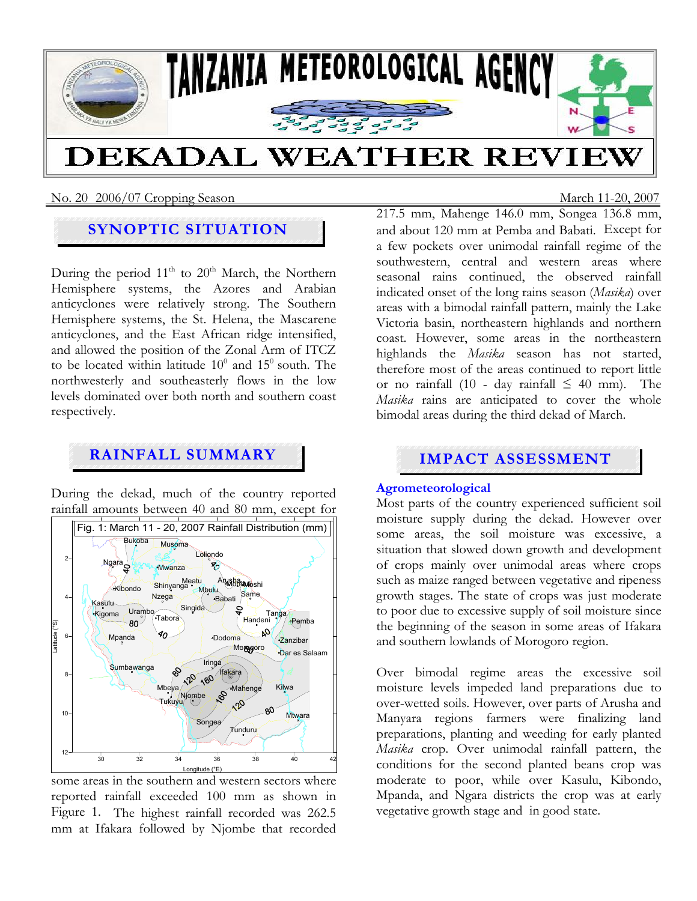# TANZANIA METEOROLOGICAL AGENCY

# DEKADAL WEATHER REVIEW

No. 20 2006/07 Cropping Season — March 11-20, 2007

## SYNOPTIC SITUATION

During the period 11[th] to 20[th] March, the Northern Hemisphere systems, the Azores and Arabian anticyclones were relatively strong. The Southern Hemisphere systems, the St. Helena, the Mascarene anticyclones, and the East African ridge intensified, and allowed the position of the Zonal Arm of ITCZ to be located within latitude $10^0$ and $15^0$ south. The northwesterly and southeasterly flows in the low levels dominated over both north and southern coast respectively.

## RAINFALL SUMMARY

During the dekad, much of the country reported rainfall amounts between 40 and 80 mm, except for some areas in the southern and western sectors where reported rainfall exceeded 100 mm as shown in Figure 1. The highest rainfall recorded was 262.5 mm at Ifakara followed by Njombe that recorded 217.5 mm, Mahenge 146.0 mm, Songea 136.8 mm, and about 120 mm at Pemba and Babati. Except for a few pockets over unimodal rainfall regime of the southwestern, central and western areas where seasonal rains continued, the observed rainfall indicated onset of the long rains season (*Masika*) over areas with a bimodal rainfall pattern, mainly the Lake Victoria basin, northeastern highlands and northern coast. However, some areas in the northeastern highlands the *Masika* season has not started, therefore most of the areas continued to report little or no rainfall (10 - day rainfall ≤ 40 mm). The *Masika* rains are anticipated to cover the whole bimodal areas during the third dekad of March.

Fig. 1: March 11 - 20, 2007 Rainfall Distribution (mm)

## IMPACT ASSESSMENT

### Agrometeorological

Most parts of the country experienced sufficient soil moisture supply during the dekad. However over some areas, the soil moisture was excessive, a situation that slowed down growth and development of crops mainly over unimodal areas where crops such as maize ranged between vegetative and ripeness growth stages. The state of crops was just moderate to poor due to excessive supply of soil moisture since the beginning of the season in some areas of Ifakara and southern lowlands of Morogoro region.

Over bimodal regime areas the excessive soil moisture levels impeded land preparations due to over-wetted soils. However, over parts of Arusha and Manyara regions farmers were finalizing land preparations, planting and weeding for early planted *Masika* crop. Over unimodal rainfall pattern, the conditions for the second planted beans crop was moderate to poor, while over Kasulu, Kibondo, Mpanda, and Ngara districts the crop was at early vegetative growth stage and in good state.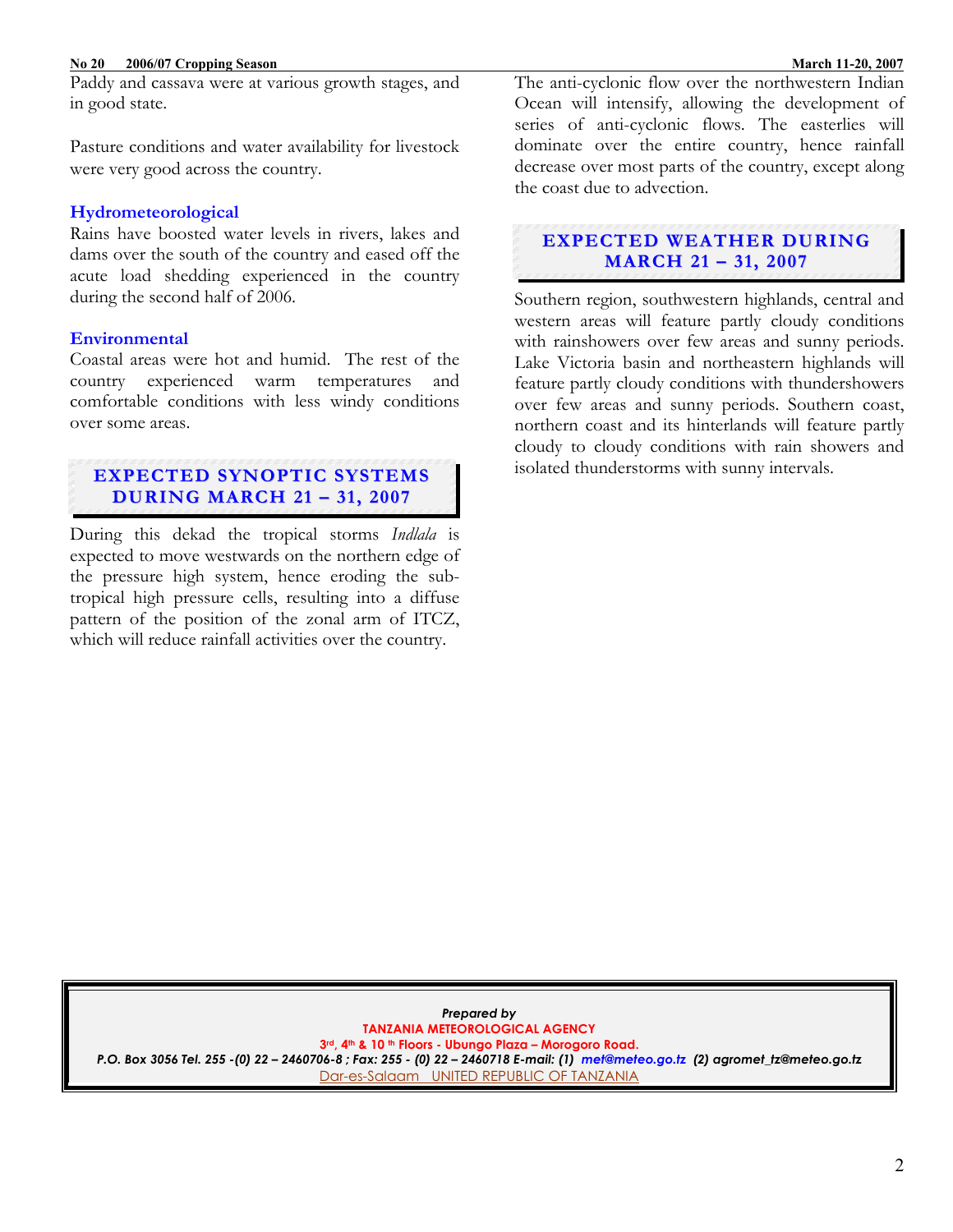Paddy and cassava were at various growth stages, and in good state.

Pasture conditions and water availability for livestock were very good across the country.

### Hydrometeorological

Rains have boosted water levels in rivers, lakes and dams over the south of the country and eased off the acute load shedding experienced in the country during the second half of 2006.

### Environmental

Coastal areas were hot and humid. The rest of the country experienced warm temperatures and comfortable conditions with less windy conditions over some areas.

## EXPECTED SYNOPTIC SYSTEMS DURING MARCH 21 – 31, 2007

During this dekad the tropical storms *Indlala* is expected to move westwards on the northern edge of the pressure high system, hence eroding the sub-tropical high pressure cells, resulting into a diffuse pattern of the position of the zonal arm of ITCZ, which will reduce rainfall activities over the country.

The anti-cyclonic flow over the northwestern Indian Ocean will intensify, allowing the development of series of anti-cyclonic flows. The easterlies will dominate over the entire country, hence rainfall decrease over most parts of the country, except along the coast due to advection.

## EXPECTED WEATHER DURING MARCH 21 – 31, 2007

Southern region, southwestern highlands, central and western areas will feature partly cloudy conditions with rainshowers over few areas and sunny periods. Lake Victoria basin and northeastern highlands will feature partly cloudy conditions with thundershowers over few areas and sunny periods. Southern coast, northern coast and its hinterlands will feature partly cloudy to cloudy conditions with rain showers and isolated thunderstorms with sunny intervals.

*Prepared by*
**TANZANIA METEOROLOGICAL AGENCY**
**3rd, 4th & 10th Floors - Ubungo Plaza – Morogoro Road.**
*P.O. Box 3056 Tel. 255 -(0) 22 – 2460706-8 ; Fax: 255 - (0) 22 – 2460718 E-mail: (1) met@meteo.go.tz (2) agromet_tz@meteo.go.tz*
Dar-es-Salaam UNITED REPUBLIC OF TANZANIA